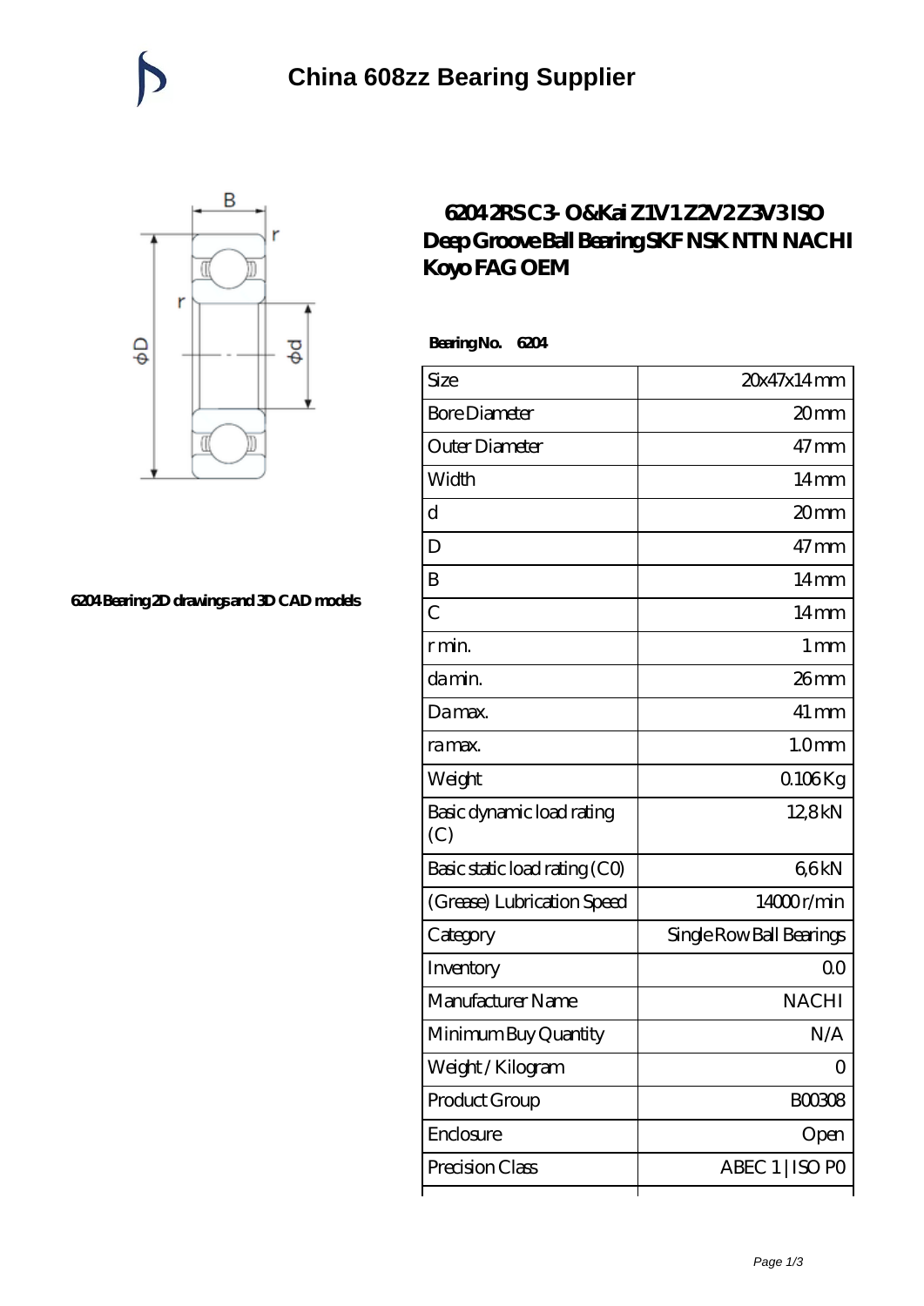# China 608zz Bearing Supplier

6204 Bearing 2D drawings and 3D CAD models

## 6204 2RS C3- O&Kai Z1V1 Z2V2 Z3V3 ISO Deep Groove Ball Bearing SKF NSK NTN NACHI Koyo FAG OEM

**Bearing No. 6204**

| Size | 20x47x14 mm |
|---|---|
| Bore Diameter | 20 mm |
| Outer Diameter | 47 mm |
| Width | 14 mm |
| d | 20 mm |
| D | 47 mm |
| B | 14 mm |
| C | 14 mm |
| r min. | 1 mm |
| da min. | 26 mm |
| Da max. | 41 mm |
| ra max. | 1.0 mm |
| Weight | 0.106 Kg |
| Basic dynamic load rating (C) | 12,8 kN |
| Basic static load rating (C0) | 6,6 kN |
| (Grease) Lubrication Speed | 14000 r/min |
| Category | Single Row Ball Bearings |
| Inventory | 0.0 |
| Manufacturer Name | NACHI |
| Minimum Buy Quantity | N/A |
| Weight / Kilogram | 0 |
| Product Group | B00308 |
| Enclosure | Open |
| Precision Class | ABEC 1 \| ISO P0 |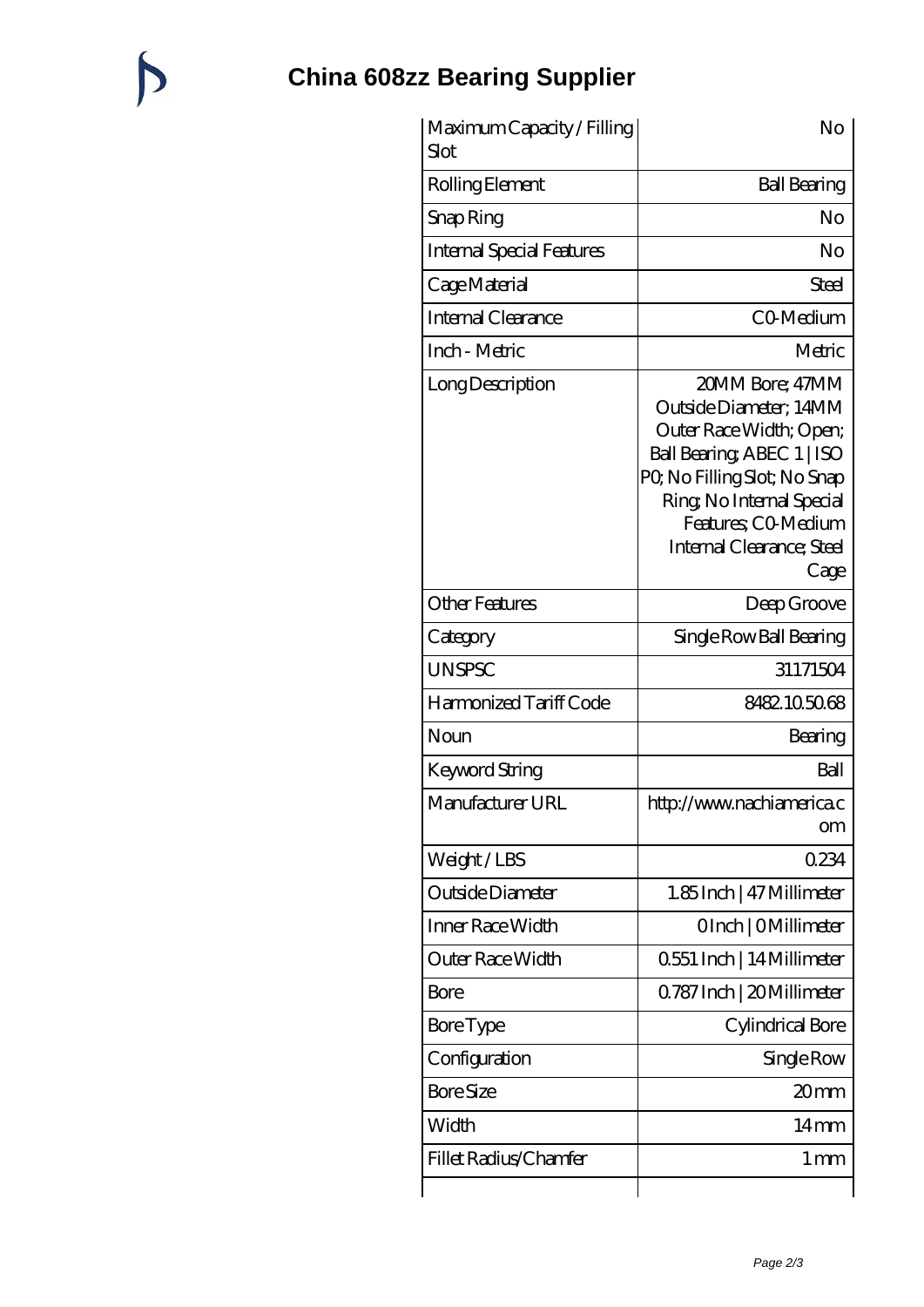# China 608zz Bearing Supplier

| | |
|---|---|
| Maximum Capacity / Filling Slot | No |
| Rolling Element | Ball Bearing |
| Snap Ring | No |
| Internal Special Features | No |
| Cage Material | Steel |
| Internal Clearance | C0-Medium |
| Inch - Metric | Metric |
| Long Description | 20MM Bore; 47MM Outside Diameter; 14MM Outer Race Width; Open; Ball Bearing; ABEC 1 \| ISO P0; No Filling Slot; No Snap Ring; No Internal Special Features; C0-Medium Internal Clearance; Steel Cage |
| Other Features | Deep Groove |
| Category | Single Row Ball Bearing |
| UNSPSC | 31171504 |
| Harmonized Tariff Code | 8482.10.50.68 |
| Noun | Bearing |
| Keyword String | Ball |
| Manufacturer URL | http://www.nachiamerica.com |
| Weight / LBS | 0.234 |
| Outside Diameter | 1.85 Inch \| 47 Millimeter |
| Inner Race Width | 0 Inch \| 0 Millimeter |
| Outer Race Width | 0.551 Inch \| 14 Millimeter |
| Bore | 0.787 Inch \| 20 Millimeter |
| Bore Type | Cylindrical Bore |
| Configuration | Single Row |
| Bore Size | 20 mm |
| Width | 14 mm |
| Fillet Radius/Chamfer | 1 mm |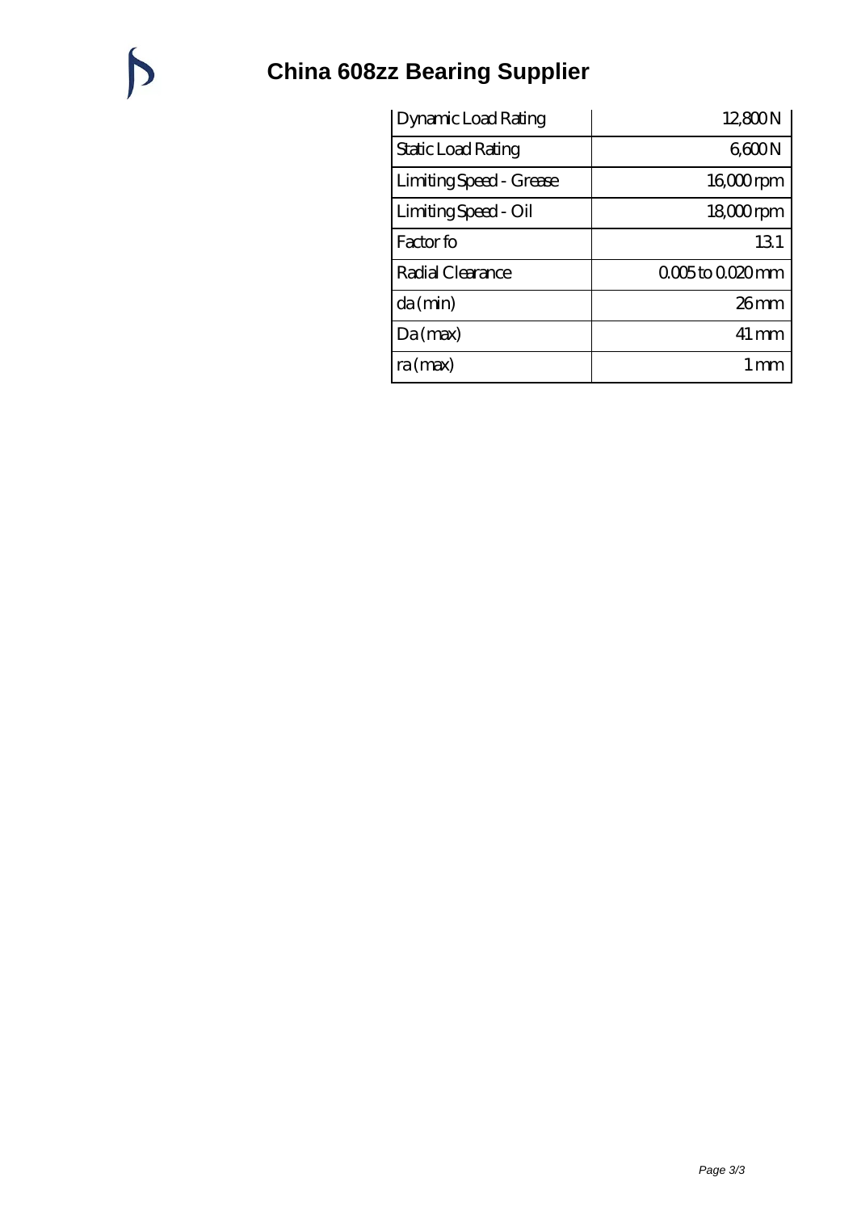# China 608zz Bearing Supplier

| | |
|---|---|
| Dynamic Load Rating | 12,800 N |
| Static Load Rating | 6,600 N |
| Limiting Speed - Grease | 16,000 rpm |
| Limiting Speed - Oil | 18,000 rpm |
| Factor fo | 13.1 |
| Radial Clearance | 0.005 to 0.020 mm |
| da (min) | 26 mm |
| Da (max) | 41 mm |
| ra (max) | 1 mm |